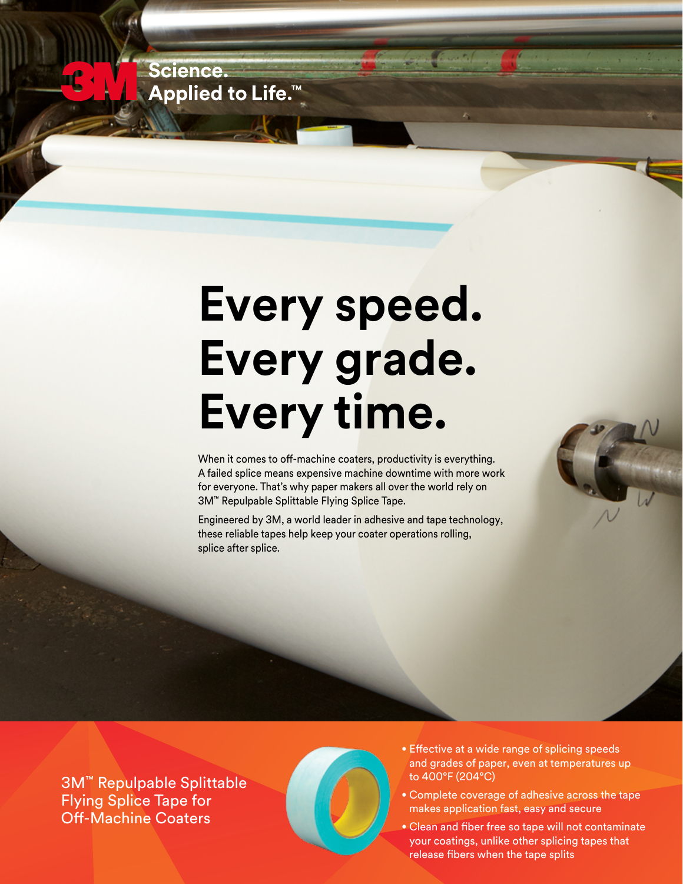Science.
Applied to Life.™

# Every speed. Every grade. Every time.

When it comes to off-machine coaters, productivity is everything. A failed splice means expensive machine downtime with more work for everyone. That's why paper makers all over the world rely on 3M™ Repulpable Splittable Flying Splice Tape.

Engineered by 3M, a world leader in adhesive and tape technology, these reliable tapes help keep your coater operations rolling, splice after splice.

## 3M™ Repulpable Splittable Flying Splice Tape for Off-Machine Coaters

- Effective at a wide range of splicing speeds and grades of paper, even at temperatures up to 400°F (204°C)
- Complete coverage of adhesive across the tape makes application fast, easy and secure
- Clean and fiber free so tape will not contaminate your coatings, unlike other splicing tapes that release fibers when the tape splits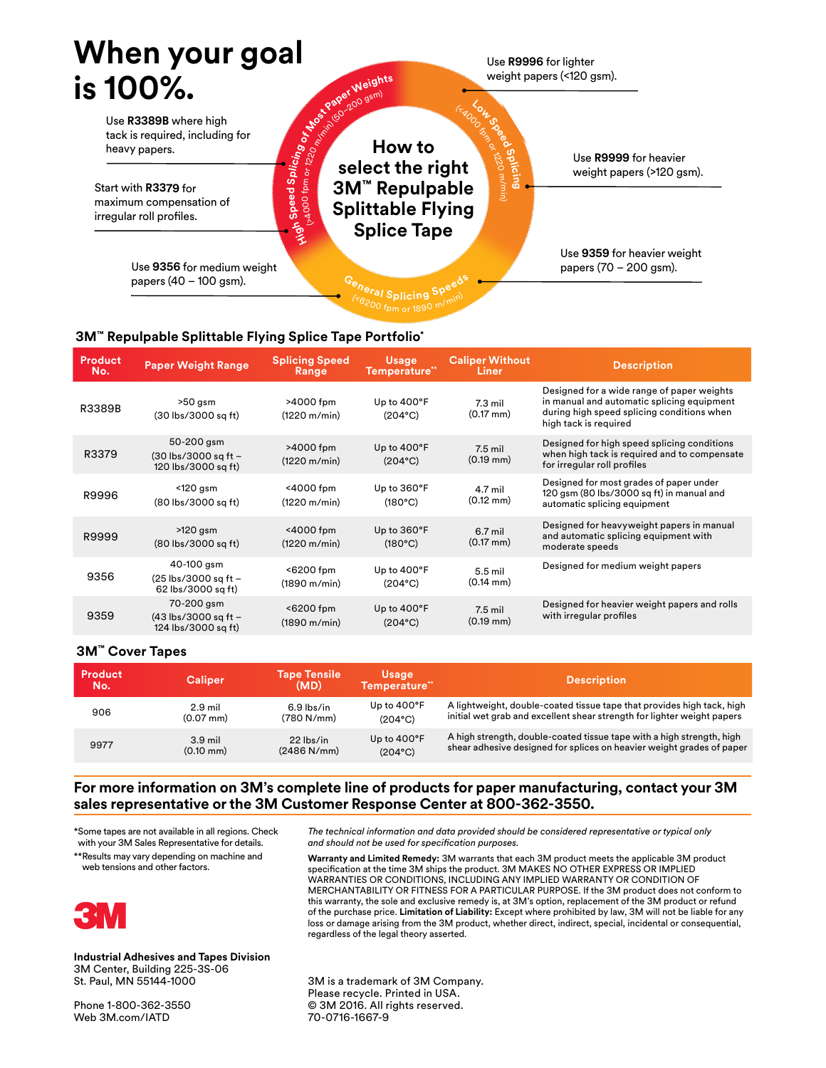# When your goal is 100%.

Use **R3389B** where high tack is required, including for heavy papers.

Start with **R3379** for maximum compensation of irregular roll profiles.

Use **9356** for medium weight papers (40 – 100 gsm).

Use **R9996** for lighter weight papers (<120 gsm).

Use **R9999** for heavier weight papers (>120 gsm).

Use **9359** for heavier weight papers (70 – 200 gsm).

**How to select the right 3M™ Repulpable Splittable Flying Splice Tape**

High Speed Splicing of Most Paper Weights (>4000 fpm or 1220 m/min) (60–200 gsm)

Low Speed Splicing (<4000 fpm or 1220 m/min)

General Splicing Speeds (<6200 fpm or 1890 m/min)

### 3M™ Repulpable Splittable Flying Splice Tape Portfolio*

| Product No. | Paper Weight Range | Splicing Speed Range | Usage Temperature** | Caliper Without Liner | Description |
|---|---|---|---|---|---|
| R3389B | >50 gsm (30 lbs/3000 sq ft) | >4000 fpm (1220 m/min) | Up to 400°F (204°C) | 7.3 mil (0.17 mm) | Designed for a wide range of paper weights in manual and automatic splicing equipment during high speed splicing conditions when high tack is required |
| R3379 | 50-200 gsm (30 lbs/3000 sq ft – 120 lbs/3000 sq ft) | >4000 fpm (1220 m/min) | Up to 400°F (204°C) | 7.5 mil (0.19 mm) | Designed for high speed splicing conditions when high tack is required and to compensate for irregular roll profiles |
| R9996 | <120 gsm (80 lbs/3000 sq ft) | <4000 fpm (1220 m/min) | Up to 360°F (180°C) | 4.7 mil (0.12 mm) | Designed for most grades of paper under 120 gsm (80 lbs/3000 sq ft) in manual and automatic splicing equipment |
| R9999 | >120 gsm (80 lbs/3000 sq ft) | <4000 fpm (1220 m/min) | Up to 360°F (180°C) | 6.7 mil (0.17 mm) | Designed for heavyweight papers in manual and automatic splicing equipment with moderate speeds |
| 9356 | 40-100 gsm (25 lbs/3000 sq ft – 62 lbs/3000 sq ft) | <6200 fpm (1890 m/min) | Up to 400°F (204°C) | 5.5 mil (0.14 mm) | Designed for medium weight papers |
| 9359 | 70-200 gsm (43 lbs/3000 sq ft – 124 lbs/3000 sq ft) | <6200 fpm (1890 m/min) | Up to 400°F (204°C) | 7.5 mil (0.19 mm) | Designed for heavier weight papers and rolls with irregular profiles |

### 3M™ Cover Tapes

| Product No. | Caliper | Tape Tensile (MD) | Usage Temperature** | Description |
|---|---|---|---|---|
| 906 | 2.9 mil (0.07 mm) | 6.9 lbs/in (780 N/mm) | Up to 400°F (204°C) | A lightweight, double-coated tissue tape that provides high tack, high initial wet grab and excellent shear strength for lighter weight papers |
| 9977 | 3.9 mil (0.10 mm) | 22 lbs/in (2486 N/mm) | Up to 400°F (204°C) | A high strength, double-coated tissue tape with a high strength, high shear adhesive designed for splices on heavier weight grades of paper |

**For more information on 3M's complete line of products for paper manufacturing, contact your 3M sales representative or the 3M Customer Response Center at 800-362-3550.**

*Some tapes are not available in all regions. Check with your 3M Sales Representative for details.

**Results may vary depending on machine and web tensions and other factors.

*The technical information and data provided should be considered representative or typical only and should not be used for specification purposes.*

**Warranty and Limited Remedy:** 3M warrants that each 3M product meets the applicable 3M product specification at the time 3M ships the product. 3M MAKES NO OTHER EXPRESS OR IMPLIED WARRANTIES OR CONDITIONS, INCLUDING ANY IMPLIED WARRANTY OR CONDITION OF MERCHANTABILITY OR FITNESS FOR A PARTICULAR PURPOSE. If the 3M product does not conform to this warranty, the sole and exclusive remedy is, at 3M's option, replacement of the 3M product or refund of the purchase price. **Limitation of Liability:** Except where prohibited by law, 3M will not be liable for any loss or damage arising from the 3M product, whether direct, indirect, special, incidental or consequential, regardless of the legal theory asserted.

3M

**Industrial Adhesives and Tapes Division**
3M Center, Building 225-3S-06
St. Paul, MN 55144-1000

Phone 1-800-362-3550
Web 3M.com/IATD

3M is a trademark of 3M Company.
Please recycle. Printed in USA.
© 3M 2016. All rights reserved.
70-0716-1667-9